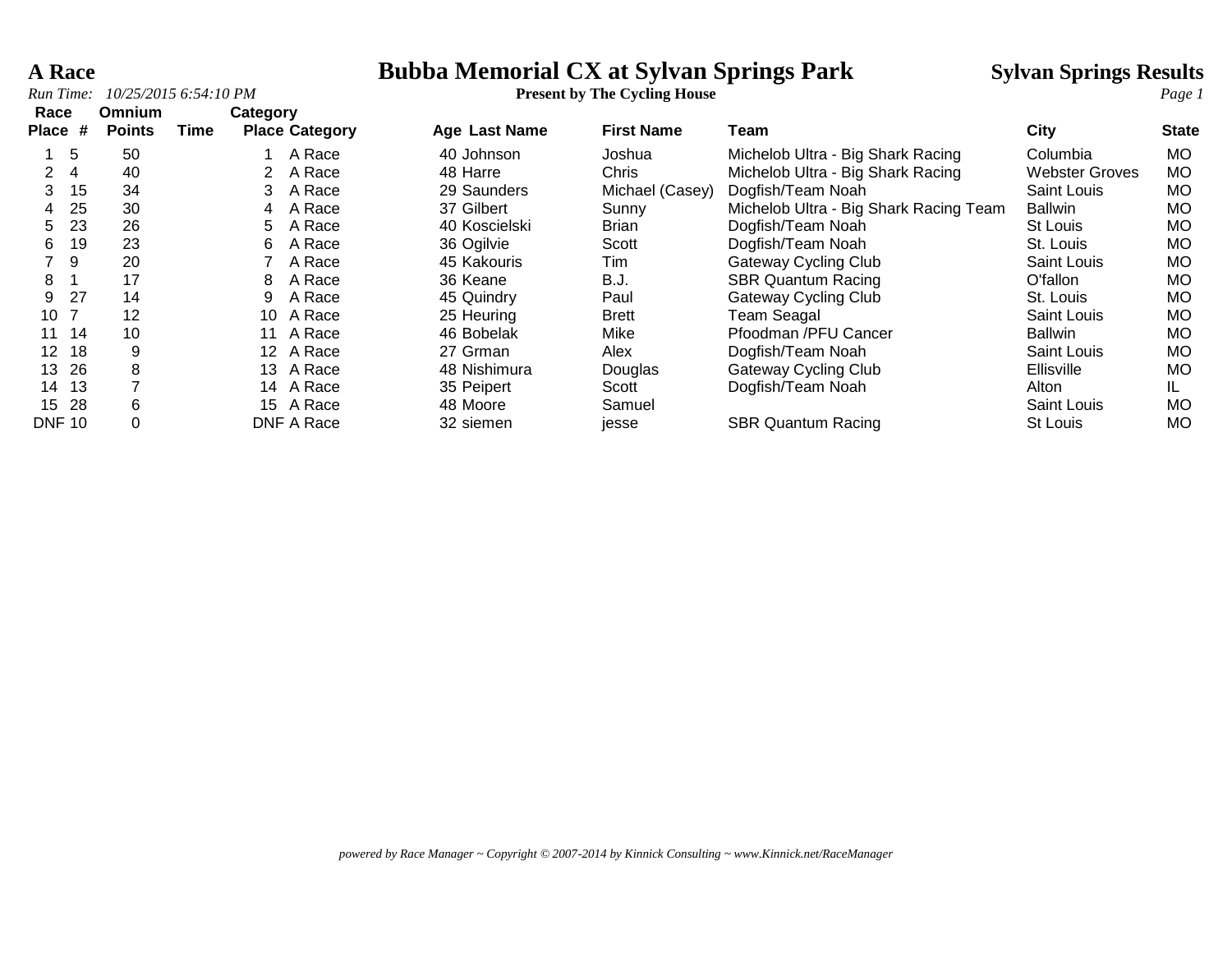# Bubba Memorial CX at Sylvan Springs Park

**A Race**

*Run Time: 10/25/2015 6:54:10 PM*

**Present by The Cycling House**

**Sylvan Springs Results**

| Race Place | # | Omnium Points | Time | Category Place | Category | Age | Last Name | First Name | Team | City | State |
|---|---|---|---|---|---|---|---|---|---|---|---|
| 1 | 5 | 50 | | 1 | A Race | 40 | Johnson | Joshua | Michelob Ultra - Big Shark Racing | Columbia | MO |
| 2 | 4 | 40 | | 2 | A Race | 48 | Harre | Chris | Michelob Ultra - Big Shark Racing | Webster Groves | MO |
| 3 | 15 | 34 | | 3 | A Race | 29 | Saunders | Michael (Casey) | Dogfish/Team Noah | Saint Louis | MO |
| 4 | 25 | 30 | | 4 | A Race | 37 | Gilbert | Sunny | Michelob Ultra - Big Shark Racing Team | Ballwin | MO |
| 5 | 23 | 26 | | 5 | A Race | 40 | Koscielski | Brian | Dogfish/Team Noah | St Louis | MO |
| 6 | 19 | 23 | | 6 | A Race | 36 | Ogilvie | Scott | Dogfish/Team Noah | St. Louis | MO |
| 7 | 9 | 20 | | 7 | A Race | 45 | Kakouris | Tim | Gateway Cycling Club | Saint Louis | MO |
| 8 | 1 | 17 | | 8 | A Race | 36 | Keane | B.J. | SBR Quantum Racing | O'fallon | MO |
| 9 | 27 | 14 | | 9 | A Race | 45 | Quindry | Paul | Gateway Cycling Club | St. Louis | MO |
| 10 | 7 | 12 | | 10 | A Race | 25 | Heuring | Brett | Team Seagal | Saint Louis | MO |
| 11 | 14 | 10 | | 11 | A Race | 46 | Bobelak | Mike | Pfoodman /PFU Cancer | Ballwin | MO |
| 12 | 18 | 9 | | 12 | A Race | 27 | Grman | Alex | Dogfish/Team Noah | Saint Louis | MO |
| 13 | 26 | 8 | | 13 | A Race | 48 | Nishimura | Douglas | Gateway Cycling Club | Ellisville | MO |
| 14 | 13 | 7 | | 14 | A Race | 35 | Peipert | Scott | Dogfish/Team Noah | Alton | IL |
| 15 | 28 | 6 | | 15 | A Race | 48 | Moore | Samuel | | Saint Louis | MO |
| DNF | 10 | 0 | | DNF | A Race | 32 | siemen | jesse | SBR Quantum Racing | St Louis | MO |

*powered by Race Manager ~ Copyright © 2007-2014 by Kinnick Consulting ~ www.Kinnick.net/RaceManager*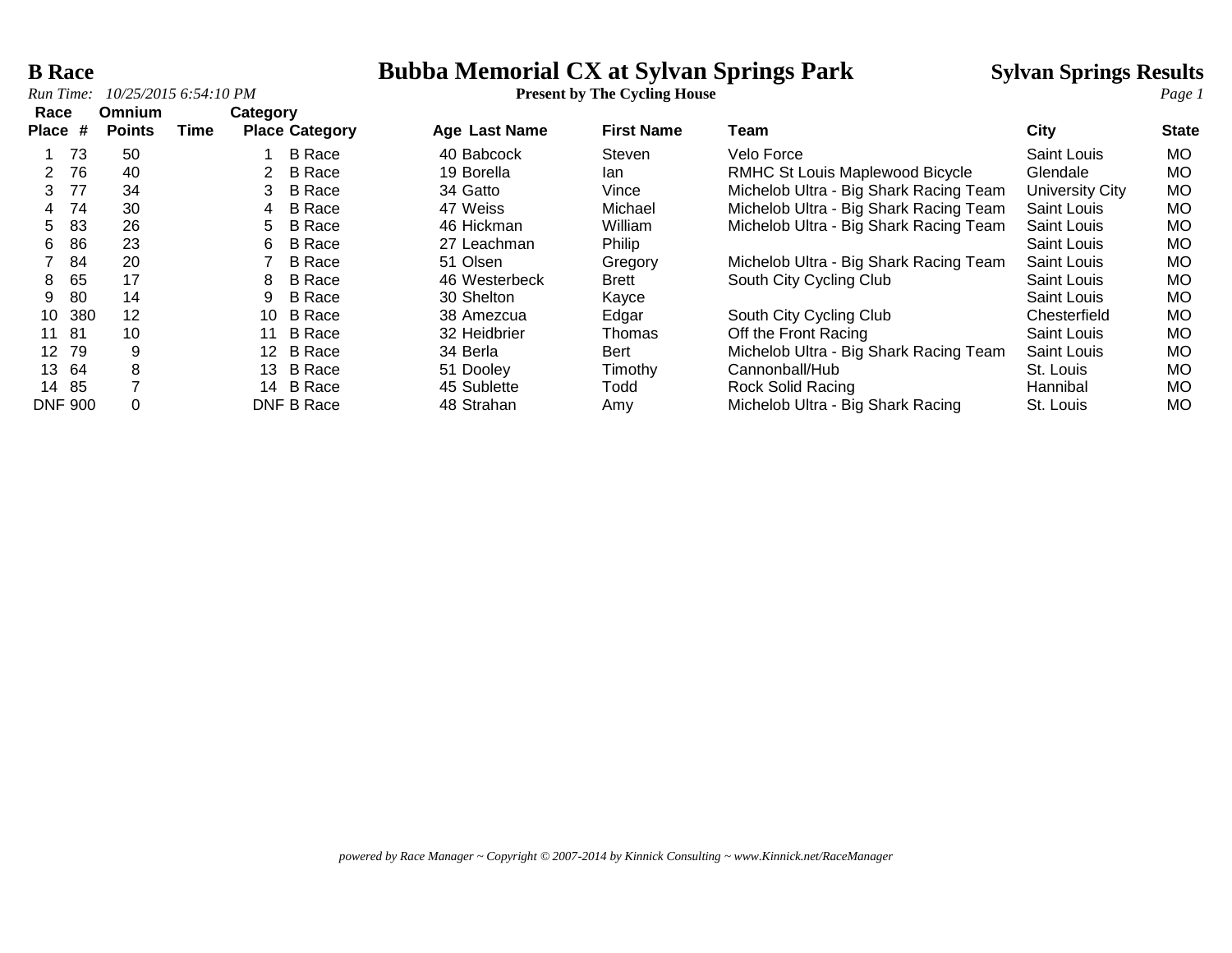# B Race

## Bubba Memorial CX at Sylvan Springs Park

**Present by The Cycling House**

**Sylvan Springs Results**

*Run Time: 10/25/2015 6:54:10 PM*

| Race Place | # | Omnium Points | Time | Category Place | Category | Age | Last Name | First Name | Team | City | State |
|---|---|---|---|---|---|---|---|---|---|---|---|
| 1 | 73 | 50 | | 1 | B Race | 40 | Babcock | Steven | Velo Force | Saint Louis | MO |
| 2 | 76 | 40 | | 2 | B Race | 19 | Borella | Ian | RMHC St Louis Maplewood Bicycle | Glendale | MO |
| 3 | 77 | 34 | | 3 | B Race | 34 | Gatto | Vince | Michelob Ultra - Big Shark Racing Team | University City | MO |
| 4 | 74 | 30 | | 4 | B Race | 47 | Weiss | Michael | Michelob Ultra - Big Shark Racing Team | Saint Louis | MO |
| 5 | 83 | 26 | | 5 | B Race | 46 | Hickman | William | Michelob Ultra - Big Shark Racing Team | Saint Louis | MO |
| 6 | 86 | 23 | | 6 | B Race | 27 | Leachman | Philip | | Saint Louis | MO |
| 7 | 84 | 20 | | 7 | B Race | 51 | Olsen | Gregory | Michelob Ultra - Big Shark Racing Team | Saint Louis | MO |
| 8 | 65 | 17 | | 8 | B Race | 46 | Westerbeck | Brett | South City Cycling Club | Saint Louis | MO |
| 9 | 80 | 14 | | 9 | B Race | 30 | Shelton | Kayce | | Saint Louis | MO |
| 10 | 380 | 12 | | 10 | B Race | 38 | Amezcua | Edgar | South City Cycling Club | Chesterfield | MO |
| 11 | 81 | 10 | | 11 | B Race | 32 | Heidbrier | Thomas | Off the Front Racing | Saint Louis | MO |
| 12 | 79 | 9 | | 12 | B Race | 34 | Berla | Bert | Michelob Ultra - Big Shark Racing Team | Saint Louis | MO |
| 13 | 64 | 8 | | 13 | B Race | 51 | Dooley | Timothy | Cannonball/Hub | St. Louis | MO |
| 14 | 85 | 7 | | 14 | B Race | 45 | Sublette | Todd | Rock Solid Racing | Hannibal | MO |
| DNF | 900 | 0 | | DNF | B Race | 48 | Strahan | Amy | Michelob Ultra - Big Shark Racing | St. Louis | MO |

*powered by Race Manager ~ Copyright © 2007-2014 by Kinnick Consulting ~ www.Kinnick.net/RaceManager*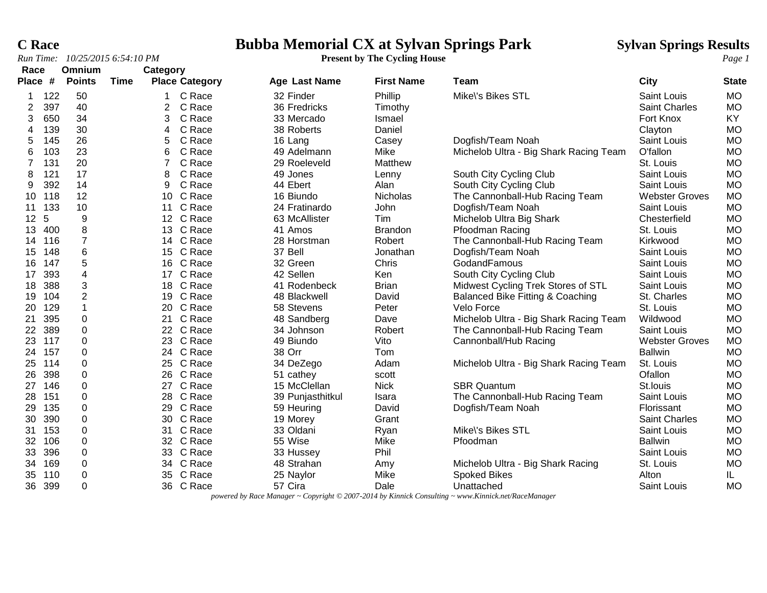# C Race

## Bubba Memorial CX at Sylvan Springs Park

**Present by The Cycling House**

**Sylvan Springs Results**

*Run Time: 10/25/2015 6:54:10 PM*

| Race Place | # | Omnium Points | Time | Category Place | Category | Age | Last Name | First Name | Team | City | State |
|---|---|---|---|---|---|---|---|---|---|---|---|
| 1 | 122 | 50 | | 1 | C Race | 32 | Finder | Phillip | Mike\'s Bikes STL | Saint Louis | MO |
| 2 | 397 | 40 | | 2 | C Race | 36 | Fredricks | Timothy | | Saint Charles | MO |
| 3 | 650 | 34 | | 3 | C Race | 33 | Mercado | Ismael | | Fort Knox | KY |
| 4 | 139 | 30 | | 4 | C Race | 38 | Roberts | Daniel | | Clayton | MO |
| 5 | 145 | 26 | | 5 | C Race | 16 | Lang | Casey | Dogfish/Team Noah | Saint Louis | MO |
| 6 | 103 | 23 | | 6 | C Race | 49 | Adelmann | Mike | Michelob Ultra - Big Shark Racing Team | O'fallon | MO |
| 7 | 131 | 20 | | 7 | C Race | 29 | Roeleveld | Matthew | | St. Louis | MO |
| 8 | 121 | 17 | | 8 | C Race | 49 | Jones | Lenny | South City Cycling Club | Saint Louis | MO |
| 9 | 392 | 14 | | 9 | C Race | 44 | Ebert | Alan | South City Cycling Club | Saint Louis | MO |
| 10 | 118 | 12 | | 10 | C Race | 16 | Biundo | Nicholas | The Cannonball-Hub Racing Team | Webster Groves | MO |
| 11 | 133 | 10 | | 11 | C Race | 24 | Fratinardo | John | Dogfish/Team Noah | Saint Louis | MO |
| 12 | 5 | 9 | | 12 | C Race | 63 | McAllister | Tim | Michelob Ultra Big Shark | Chesterfield | MO |
| 13 | 400 | 8 | | 13 | C Race | 41 | Amos | Brandon | Pfoodman Racing | St. Louis | MO |
| 14 | 116 | 7 | | 14 | C Race | 28 | Horstman | Robert | The Cannonball-Hub Racing Team | Kirkwood | MO |
| 15 | 148 | 6 | | 15 | C Race | 37 | Bell | Jonathan | Dogfish/Team Noah | Saint Louis | MO |
| 16 | 147 | 5 | | 16 | C Race | 32 | Green | Chris | GodandFamous | Saint Louis | MO |
| 17 | 393 | 4 | | 17 | C Race | 42 | Sellen | Ken | South City Cycling Club | Saint Louis | MO |
| 18 | 388 | 3 | | 18 | C Race | 41 | Rodenbeck | Brian | Midwest Cycling Trek Stores of STL | Saint Louis | MO |
| 19 | 104 | 2 | | 19 | C Race | 48 | Blackwell | David | Balanced Bike Fitting & Coaching | St. Charles | MO |
| 20 | 129 | 1 | | 20 | C Race | 58 | Stevens | Peter | Velo Force | St. Louis | MO |
| 21 | 395 | 0 | | 21 | C Race | 48 | Sandberg | Dave | Michelob Ultra - Big Shark Racing Team | Wildwood | MO |
| 22 | 389 | 0 | | 22 | C Race | 34 | Johnson | Robert | The Cannonball-Hub Racing Team | Saint Louis | MO |
| 23 | 117 | 0 | | 23 | C Race | 49 | Biundo | Vito | Cannonball/Hub Racing | Webster Groves | MO |
| 24 | 157 | 0 | | 24 | C Race | 38 | Orr | Tom | | Ballwin | MO |
| 25 | 114 | 0 | | 25 | C Race | 34 | DeZego | Adam | Michelob Ultra - Big Shark Racing Team | St. Louis | MO |
| 26 | 398 | 0 | | 26 | C Race | 51 | cathey | scott | | Ofallon | MO |
| 27 | 146 | 0 | | 27 | C Race | 15 | McClellan | Nick | SBR Quantum | St.louis | MO |
| 28 | 151 | 0 | | 28 | C Race | 39 | Punjasthitkul | Isara | The Cannonball-Hub Racing Team | Saint Louis | MO |
| 29 | 135 | 0 | | 29 | C Race | 59 | Heuring | David | Dogfish/Team Noah | Florissant | MO |
| 30 | 390 | 0 | | 30 | C Race | 19 | Morey | Grant | | Saint Charles | MO |
| 31 | 153 | 0 | | 31 | C Race | 33 | Oldani | Ryan | Mike\'s Bikes STL | Saint Louis | MO |
| 32 | 106 | 0 | | 32 | C Race | 55 | Wise | Mike | Pfoodman | Ballwin | MO |
| 33 | 396 | 0 | | 33 | C Race | 33 | Hussey | Phil | | Saint Louis | MO |
| 34 | 169 | 0 | | 34 | C Race | 48 | Strahan | Amy | Michelob Ultra - Big Shark Racing | St. Louis | MO |
| 35 | 110 | 0 | | 35 | C Race | 25 | Naylor | Mike | Spoked Bikes | Alton | IL |
| 36 | 399 | 0 | | 36 | C Race | 57 | Cira | Dale | Unattached | Saint Louis | MO |

*powered by Race Manager ~ Copyright © 2007-2014 by Kinnick Consulting ~ www.Kinnick.net/RaceManager*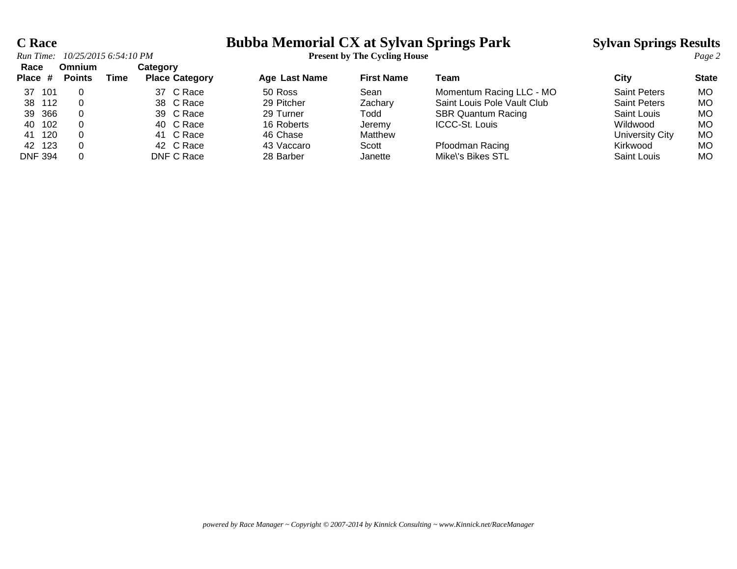# C Race

# Bubba Memorial CX at Sylvan Springs Park

**Present by The Cycling House**

**Sylvan Springs Results**

*Run Time: 10/25/2015 6:54:10 PM*

| Race Place | # | Omnium Points | Time | Category Place | Category | Age | Last Name | First Name | Team | City | State |
|---|---|---|---|---|---|---|---|---|---|---|---|
| 37 | 101 | 0 | | 37 | C Race | 50 | Ross | Sean | Momentum Racing LLC - MO | Saint Peters | MO |
| 38 | 112 | 0 | | 38 | C Race | 29 | Pitcher | Zachary | Saint Louis Pole Vault Club | Saint Peters | MO |
| 39 | 366 | 0 | | 39 | C Race | 29 | Turner | Todd | SBR Quantum Racing | Saint Louis | MO |
| 40 | 102 | 0 | | 40 | C Race | 16 | Roberts | Jeremy | ICCC-St. Louis | Wildwood | MO |
| 41 | 120 | 0 | | 41 | C Race | 46 | Chase | Matthew | | University City | MO |
| 42 | 123 | 0 | | 42 | C Race | 43 | Vaccaro | Scott | Pfoodman Racing | Kirkwood | MO |
| DNF | 394 | 0 | | DNF | C Race | 28 | Barber | Janette | Mike\'s Bikes STL | Saint Louis | MO |

*powered by Race Manager ~ Copyright © 2007-2014 by Kinnick Consulting ~ www.Kinnick.net/RaceManager*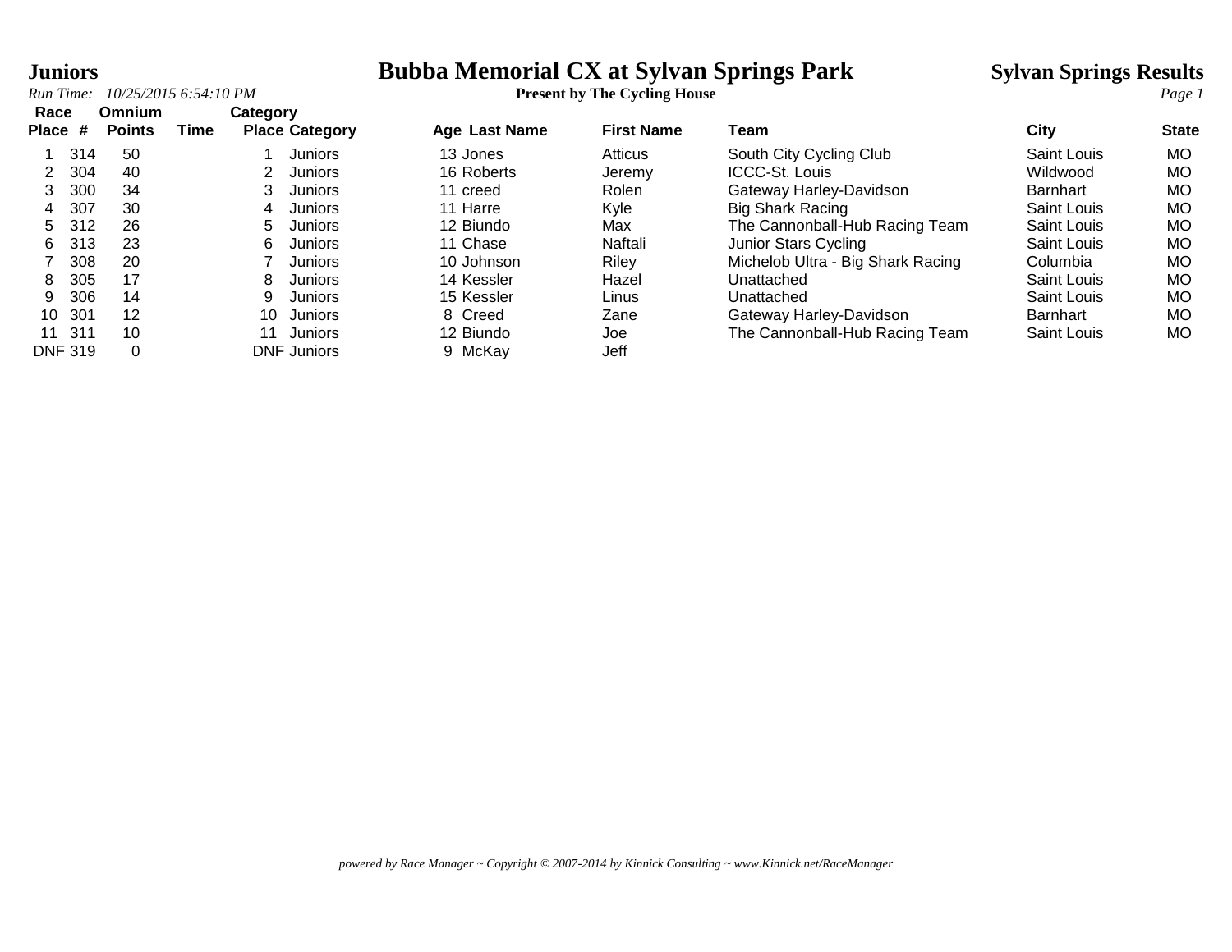# Juniors

# Bubba Memorial CX at Sylvan Springs Park

**Present by The Cycling House**

**Sylvan Springs Results**

*Run Time: 10/25/2015 6:54:10 PM*

| Race Place | # | Omnium Points | Time | Category Place | Category | Age | Last Name | First Name | Team | City | State |
|---|---|---|---|---|---|---|---|---|---|---|---|
| 1 | 314 | 50 | | 1 | Juniors | 13 | Jones | Atticus | South City Cycling Club | Saint Louis | MO |
| 2 | 304 | 40 | | 2 | Juniors | 16 | Roberts | Jeremy | ICCC-St. Louis | Wildwood | MO |
| 3 | 300 | 34 | | 3 | Juniors | 11 | creed | Rolen | Gateway Harley-Davidson | Barnhart | MO |
| 4 | 307 | 30 | | 4 | Juniors | 11 | Harre | Kyle | Big Shark Racing | Saint Louis | MO |
| 5 | 312 | 26 | | 5 | Juniors | 12 | Biundo | Max | The Cannonball-Hub Racing Team | Saint Louis | MO |
| 6 | 313 | 23 | | 6 | Juniors | 11 | Chase | Naftali | Junior Stars Cycling | Saint Louis | MO |
| 7 | 308 | 20 | | 7 | Juniors | 10 | Johnson | Riley | Michelob Ultra - Big Shark Racing | Columbia | MO |
| 8 | 305 | 17 | | 8 | Juniors | 14 | Kessler | Hazel | Unattached | Saint Louis | MO |
| 9 | 306 | 14 | | 9 | Juniors | 15 | Kessler | Linus | Unattached | Saint Louis | MO |
| 10 | 301 | 12 | | 10 | Juniors | 8 | Creed | Zane | Gateway Harley-Davidson | Barnhart | MO |
| 11 | 311 | 10 | | 11 | Juniors | 12 | Biundo | Joe | The Cannonball-Hub Racing Team | Saint Louis | MO |
| DNF | 319 | 0 | | DNF | Juniors | 9 | McKay | Jeff | | | |

*powered by Race Manager ~ Copyright © 2007-2014 by Kinnick Consulting ~ www.Kinnick.net/RaceManager*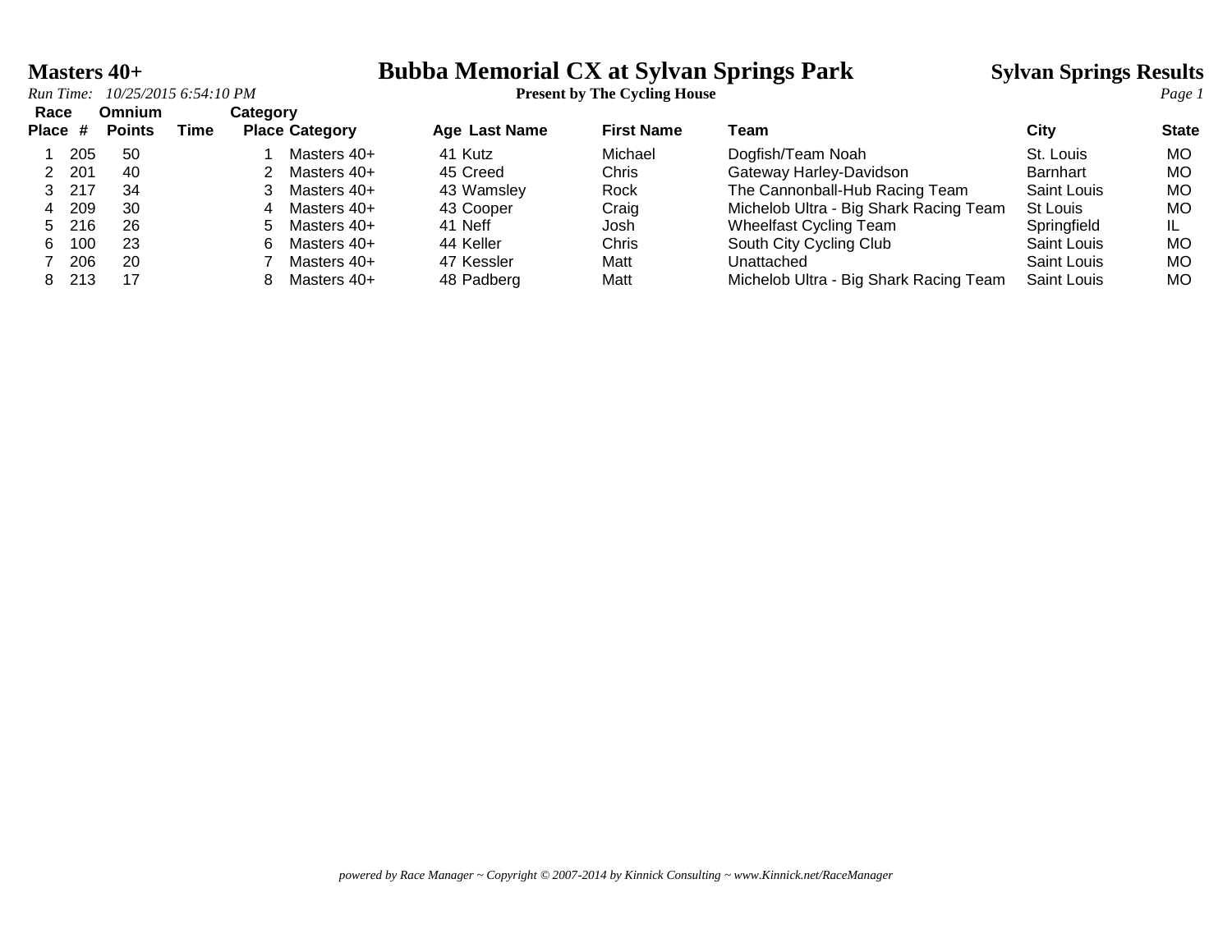# Masters 40+

# Bubba Memorial CX at Sylvan Springs Park

**Present by The Cycling House**

## Sylvan Springs Results

*Run Time: 10/25/2015 6:54:10 PM*

| Race Place | # | Omnium Points | Time | Category Place | Category | Age | Last Name | First Name | Team | City | State |
|---|---|---|---|---|---|---|---|---|---|---|---|
| 1 | 205 | 50 | | 1 | Masters 40+ | 41 | Kutz | Michael | Dogfish/Team Noah | St. Louis | MO |
| 2 | 201 | 40 | | 2 | Masters 40+ | 45 | Creed | Chris | Gateway Harley-Davidson | Barnhart | MO |
| 3 | 217 | 34 | | 3 | Masters 40+ | 43 | Wamsley | Rock | The Cannonball-Hub Racing Team | Saint Louis | MO |
| 4 | 209 | 30 | | 4 | Masters 40+ | 43 | Cooper | Craig | Michelob Ultra - Big Shark Racing Team | St Louis | MO |
| 5 | 216 | 26 | | 5 | Masters 40+ | 41 | Neff | Josh | Wheelfast Cycling Team | Springfield | IL |
| 6 | 100 | 23 | | 6 | Masters 40+ | 44 | Keller | Chris | South City Cycling Club | Saint Louis | MO |
| 7 | 206 | 20 | | 7 | Masters 40+ | 47 | Kessler | Matt | Unattached | Saint Louis | MO |
| 8 | 213 | 17 | | 8 | Masters 40+ | 48 | Padberg | Matt | Michelob Ultra - Big Shark Racing Team | Saint Louis | MO |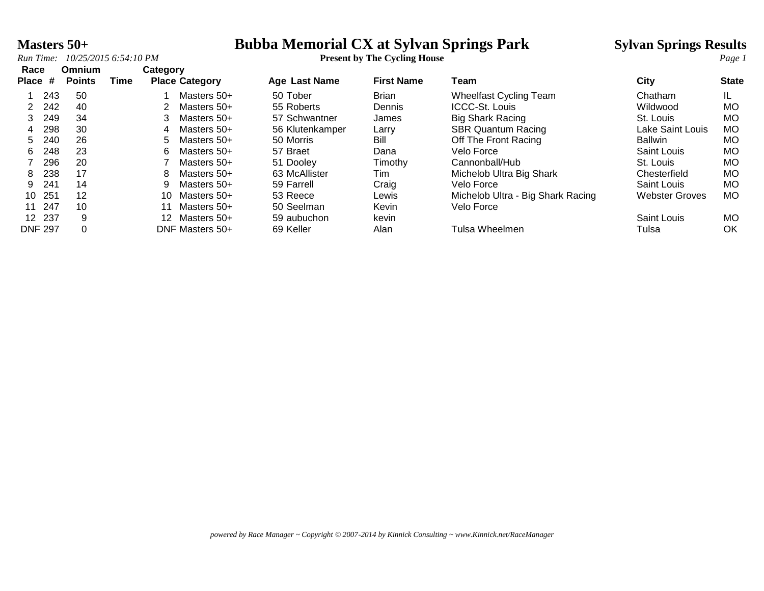# Masters 50+

## Bubba Memorial CX at Sylvan Springs Park

**Sylvan Springs Results**

*Run Time: 10/25/2015 6:54:10 PM*

**Present by The Cycling House**

| Race Place | # | Omnium Points | Time | Category Place | Category | Age | Last Name | First Name | Team | City | State |
|---|---|---|---|---|---|---|---|---|---|---|---|
| 1 | 243 | 50 | | 1 | Masters 50+ | 50 | Tober | Brian | Wheelfast Cycling Team | Chatham | IL |
| 2 | 242 | 40 | | 2 | Masters 50+ | 55 | Roberts | Dennis | ICCC-St. Louis | Wildwood | MO |
| 3 | 249 | 34 | | 3 | Masters 50+ | 57 | Schwantner | James | Big Shark Racing | St. Louis | MO |
| 4 | 298 | 30 | | 4 | Masters 50+ | 56 | Klutenkamper | Larry | SBR Quantum Racing | Lake Saint Louis | MO |
| 5 | 240 | 26 | | 5 | Masters 50+ | 50 | Morris | Bill | Off The Front Racing | Ballwin | MO |
| 6 | 248 | 23 | | 6 | Masters 50+ | 57 | Braet | Dana | Velo Force | Saint Louis | MO |
| 7 | 296 | 20 | | 7 | Masters 50+ | 51 | Dooley | Timothy | Cannonball/Hub | St. Louis | MO |
| 8 | 238 | 17 | | 8 | Masters 50+ | 63 | McAllister | Tim | Michelob Ultra Big Shark | Chesterfield | MO |
| 9 | 241 | 14 | | 9 | Masters 50+ | 59 | Farrell | Craig | Velo Force | Saint Louis | MO |
| 10 | 251 | 12 | | 10 | Masters 50+ | 53 | Reece | Lewis | Michelob Ultra - Big Shark Racing | Webster Groves | MO |
| 11 | 247 | 10 | | 11 | Masters 50+ | 50 | Seelman | Kevin | Velo Force | | |
| 12 | 237 | 9 | | 12 | Masters 50+ | 59 | aubuchon | kevin | | Saint Louis | MO |
| DNF | 297 | 0 | | DNF | Masters 50+ | 69 | Keller | Alan | Tulsa Wheelmen | Tulsa | OK |

*powered by Race Manager ~ Copyright © 2007-2014 by Kinnick Consulting ~ www.Kinnick.net/RaceManager*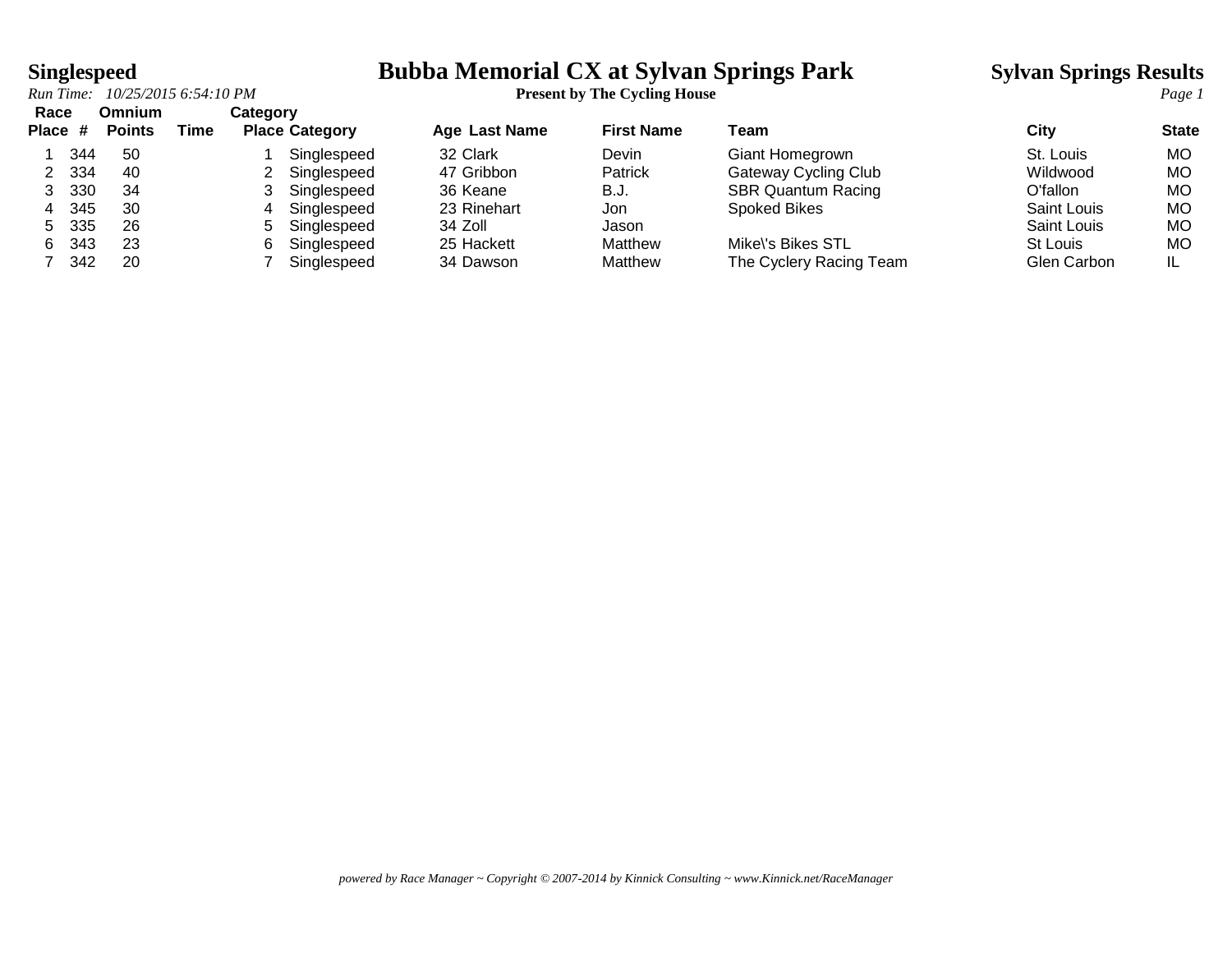# Singlespeed

# Bubba Memorial CX at Sylvan Springs Park

**Present by The Cycling House**

**Sylvan Springs Results**

*Run Time: 10/25/2015 6:54:10 PM*

| Race Place | # | Omnium Points | Time | Category Place | Category | Age | Last Name | First Name | Team | City | State |
|---|---|---|---|---|---|---|---|---|---|---|---|
| 1 | 344 | 50 | | 1 | Singlespeed | 32 | Clark | Devin | Giant Homegrown | St. Louis | MO |
| 2 | 334 | 40 | | 2 | Singlespeed | 47 | Gribbon | Patrick | Gateway Cycling Club | Wildwood | MO |
| 3 | 330 | 34 | | 3 | Singlespeed | 36 | Keane | B.J. | SBR Quantum Racing | O'fallon | MO |
| 4 | 345 | 30 | | 4 | Singlespeed | 23 | Rinehart | Jon | Spoked Bikes | Saint Louis | MO |
| 5 | 335 | 26 | | 5 | Singlespeed | 34 | Zoll | Jason | | Saint Louis | MO |
| 6 | 343 | 23 | | 6 | Singlespeed | 25 | Hackett | Matthew | Mike\'s Bikes STL | St Louis | MO |
| 7 | 342 | 20 | | 7 | Singlespeed | 34 | Dawson | Matthew | The Cyclery Racing Team | Glen Carbon | IL |

*powered by Race Manager ~ Copyright © 2007-2014 by Kinnick Consulting ~ www.Kinnick.net/RaceManager*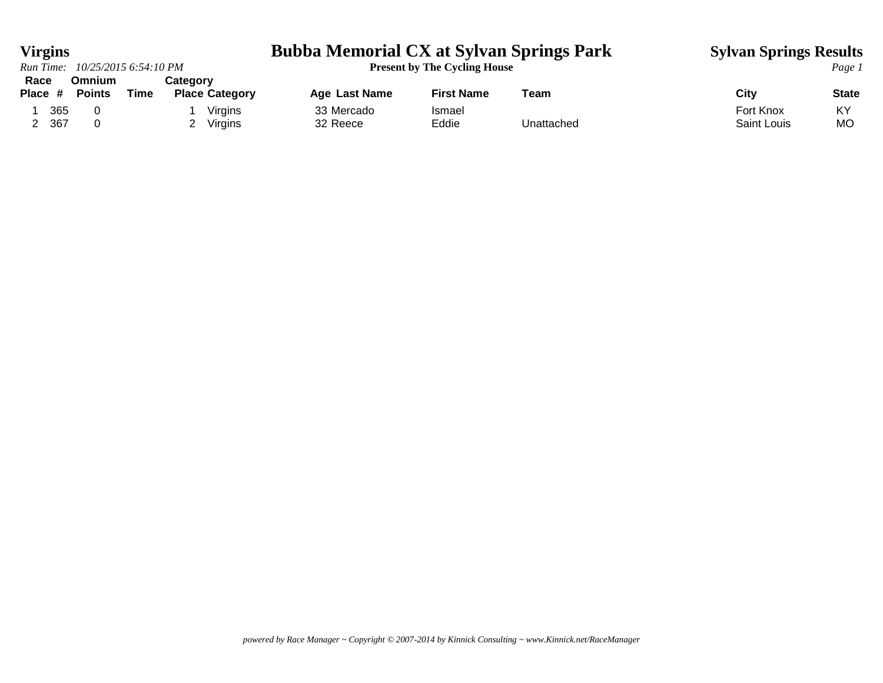# Virgins

## Bubba Memorial CX at Sylvan Springs Park

**Present by The Cycling House**

**Sylvan Springs Results**

*Run Time: 10/25/2015 6:54:10 PM*

| Race Place | # | Omnium Points | Time | Category Place | Category | Age | Last Name | First Name | Team | City | State |
|---|---|---|---|---|---|---|---|---|---|---|---|
| 1 | 365 | 0 | | 1 | Virgins | 33 | Mercado | Ismael | | Fort Knox | KY |
| 2 | 367 | 0 | | 2 | Virgins | 32 | Reece | Eddie | Unattached | Saint Louis | MO |

*powered by Race Manager ~ Copyright © 2007-2014 by Kinnick Consulting ~ www.Kinnick.net/RaceManager*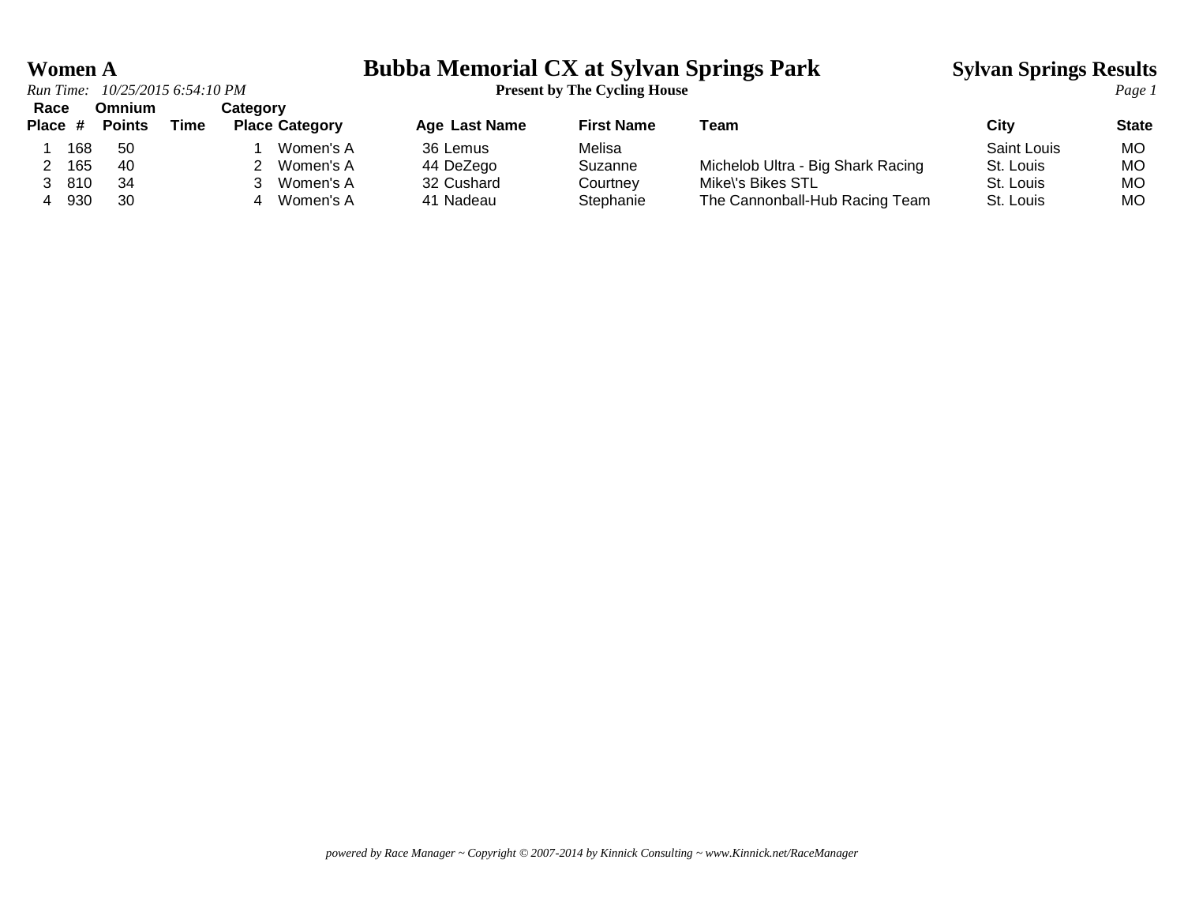# Women A

## Bubba Memorial CX at Sylvan Springs Park

**Present by The Cycling House**

**Sylvan Springs Results**

*Run Time: 10/25/2015 6:54:10 PM*

| Race Place | # | Omnium Points | Time | Category Place | Category | Age | Last Name | First Name | Team | City | State |
|---|---|---|---|---|---|---|---|---|---|---|---|
| 1 | 168 | 50 | | 1 | Women's A | 36 | Lemus | Melisa | | Saint Louis | MO |
| 2 | 165 | 40 | | 2 | Women's A | 44 | DeZego | Suzanne | Michelob Ultra - Big Shark Racing | St. Louis | MO |
| 3 | 810 | 34 | | 3 | Women's A | 32 | Cushard | Courtney | Mike\'s Bikes STL | St. Louis | MO |
| 4 | 930 | 30 | | 4 | Women's A | 41 | Nadeau | Stephanie | The Cannonball-Hub Racing Team | St. Louis | MO |

*powered by Race Manager ~ Copyright © 2007-2014 by Kinnick Consulting ~ www.Kinnick.net/RaceManager*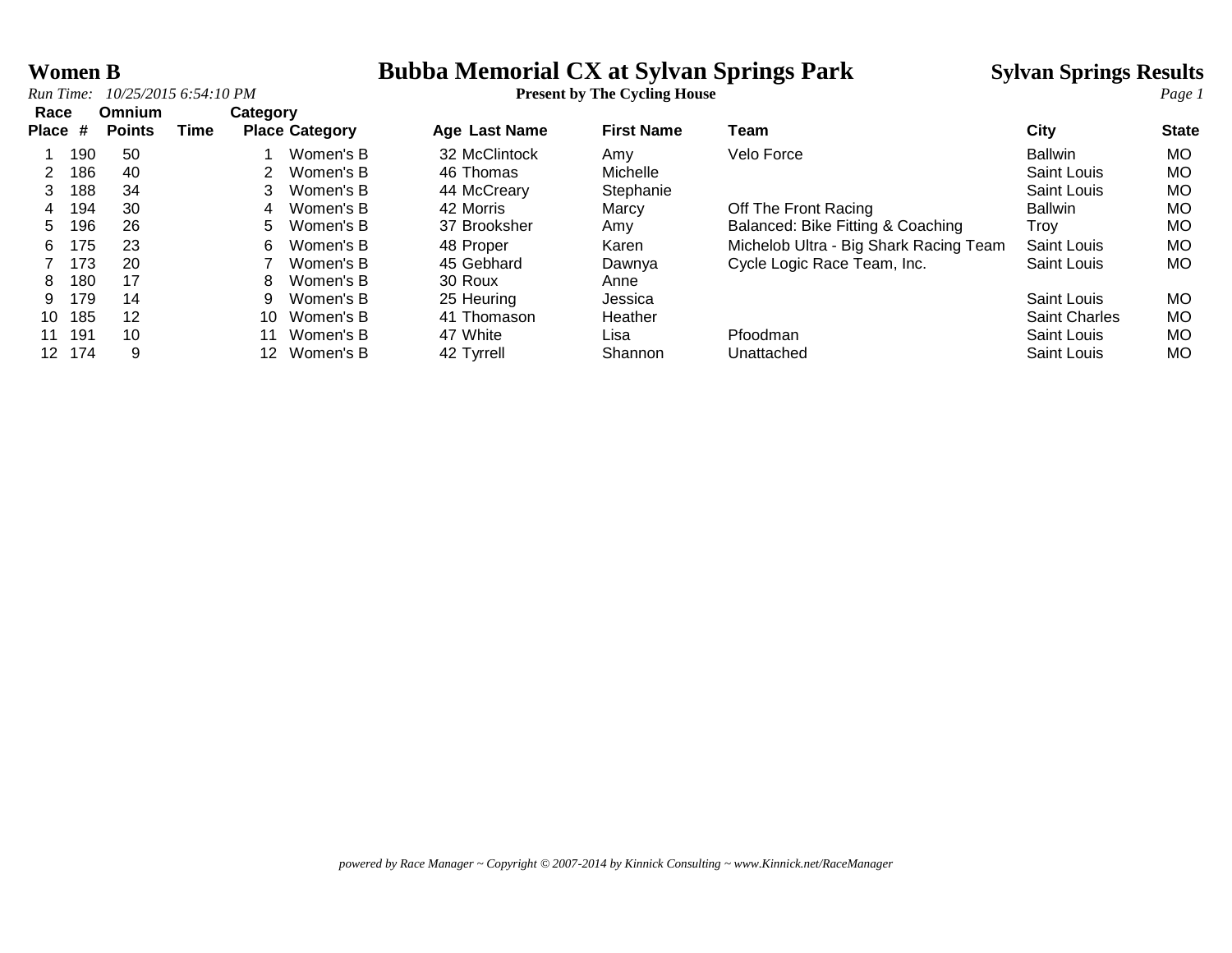# Women B

## Bubba Memorial CX at Sylvan Springs Park

**Sylvan Springs Results**

*Run Time: 10/25/2015 6:54:10 PM*

**Present by The Cycling House**

| Race Place | # | Omnium Points | Time | Category Place | Category | Age | Last Name | First Name | Team | City | State |
|---|---|---|---|---|---|---|---|---|---|---|---|
| 1 | 190 | 50 | | 1 | Women's B | 32 | McClintock | Amy | Velo Force | Ballwin | MO |
| 2 | 186 | 40 | | 2 | Women's B | 46 | Thomas | Michelle | | Saint Louis | MO |
| 3 | 188 | 34 | | 3 | Women's B | 44 | McCreary | Stephanie | | Saint Louis | MO |
| 4 | 194 | 30 | | 4 | Women's B | 42 | Morris | Marcy | Off The Front Racing | Ballwin | MO |
| 5 | 196 | 26 | | 5 | Women's B | 37 | Brooksher | Amy | Balanced: Bike Fitting & Coaching | Troy | MO |
| 6 | 175 | 23 | | 6 | Women's B | 48 | Proper | Karen | Michelob Ultra - Big Shark Racing Team | Saint Louis | MO |
| 7 | 173 | 20 | | 7 | Women's B | 45 | Gebhard | Dawnya | Cycle Logic Race Team, Inc. | Saint Louis | MO |
| 8 | 180 | 17 | | 8 | Women's B | 30 | Roux | Anne | | | |
| 9 | 179 | 14 | | 9 | Women's B | 25 | Heuring | Jessica | | Saint Louis | MO |
| 10 | 185 | 12 | | 10 | Women's B | 41 | Thomason | Heather | | Saint Charles | MO |
| 11 | 191 | 10 | | 11 | Women's B | 47 | White | Lisa | Pfoodman | Saint Louis | MO |
| 12 | 174 | 9 | | 12 | Women's B | 42 | Tyrrell | Shannon | Unattached | Saint Louis | MO |

*powered by Race Manager ~ Copyright © 2007-2014 by Kinnick Consulting ~ www.Kinnick.net/RaceManager*